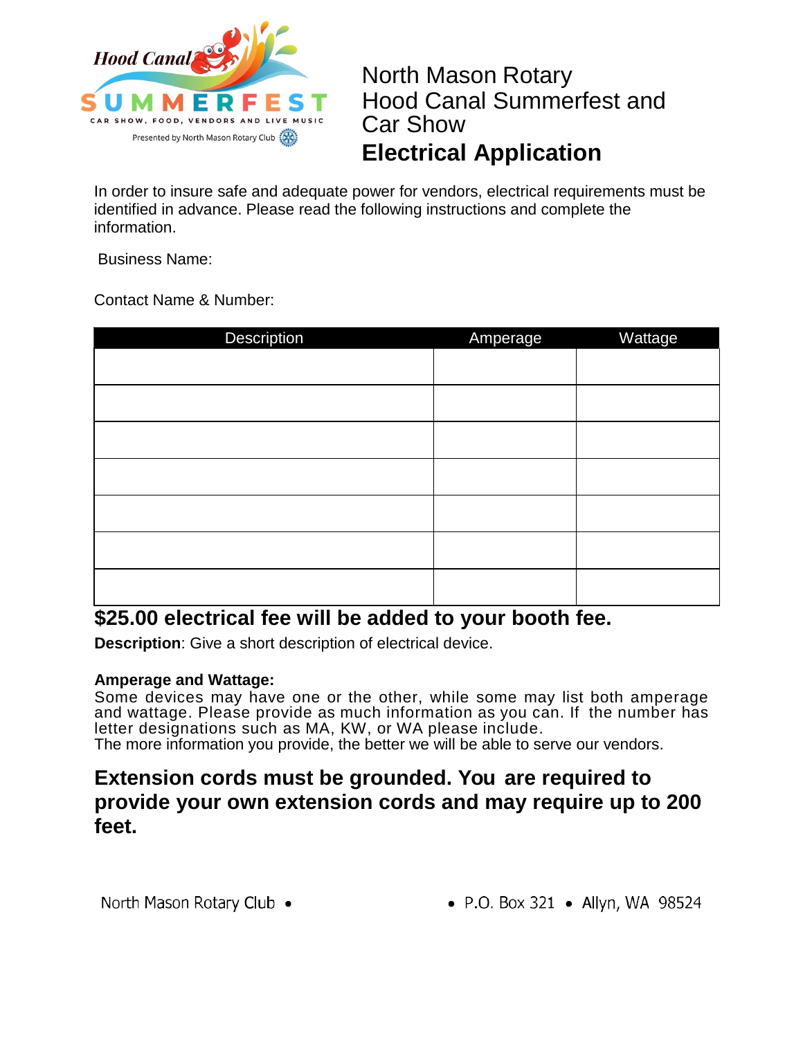Hood Canal SUMMERFEST

CAR SHOW, FOOD, VENDORS AND LIVE MUSIC

Presented by North Mason Rotary Club

# North Mason Rotary Hood Canal Summerfest and Car Show

# **Electrical Application**

In order to insure safe and adequate power for vendors, electrical requirements must be identified in advance. Please read the following instructions and complete the information.

Business Name:

Contact Name & Number:

| Description | Amperage | Wattage |
|---|---|---|
| | | |
| | | |
| | | |
| | | |
| | | |
| | | |
| | | |

## **$25.00 electrical fee will be added to your booth fee.**

**Description**: Give a short description of electrical device.

**Amperage and Wattage:**
Some devices may have one or the other, while some may list both amperage and wattage. Please provide as much information as you can. If the number has letter designations such as MA, KW, or WA please include.
The more information you provide, the better we will be able to serve our vendors.

## **Extension cords must be grounded. You are required to provide your own extension cords and may require up to 200 feet.**

North Mason Rotary Club • • P.O. Box 321 • Allyn, WA 98524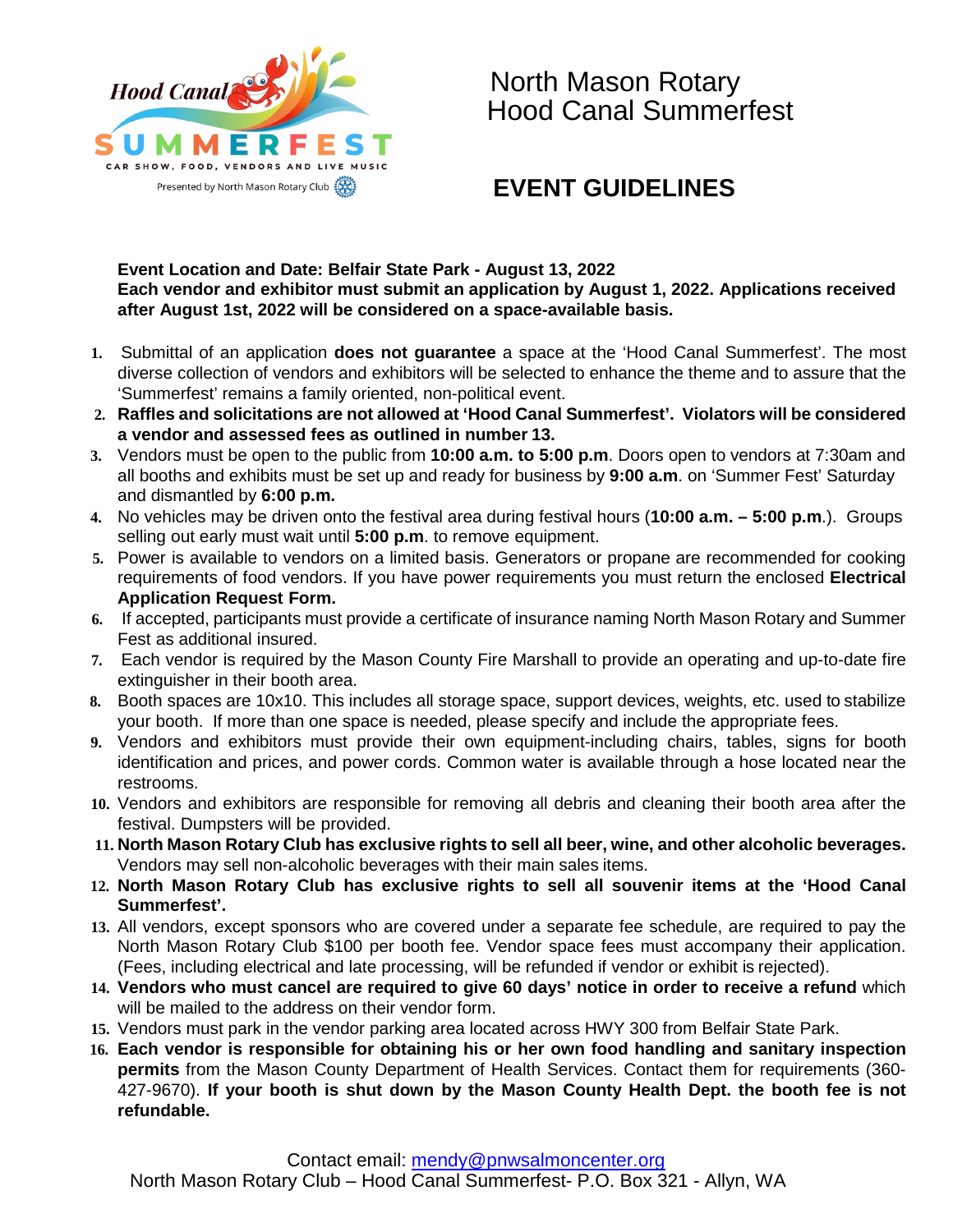# North Mason Rotary Hood Canal Summerfest

## EVENT GUIDELINES

**Event Location and Date: Belfair State Park - August 13, 2022**
**Each vendor and exhibitor must submit an application by August 1, 2022. Applications received after August 1st, 2022 will be considered on a space-available basis.**

1. Submittal of an application **does not guarantee** a space at the 'Hood Canal Summerfest'. The most diverse collection of vendors and exhibitors will be selected to enhance the theme and to assure that the 'Summerfest' remains a family oriented, non-political event.
2. **Raffles and solicitations are not allowed at 'Hood Canal Summerfest'. Violators will be considered a vendor and assessed fees as outlined in number 13.**
3. Vendors must be open to the public from **10:00 a.m. to 5:00 p.m**. Doors open to vendors at 7:30am and all booths and exhibits must be set up and ready for business by **9:00 a.m**. on 'Summer Fest' Saturday and dismantled by **6:00 p.m.**
4. No vehicles may be driven onto the festival area during festival hours (**10:00 a.m. – 5:00 p.m**.). Groups selling out early must wait until **5:00 p.m**. to remove equipment.
5. Power is available to vendors on a limited basis. Generators or propane are recommended for cooking requirements of food vendors. If you have power requirements you must return the enclosed **Electrical Application Request Form.**
6. If accepted, participants must provide a certificate of insurance naming North Mason Rotary and Summer Fest as additional insured.
7. Each vendor is required by the Mason County Fire Marshall to provide an operating and up-to-date fire extinguisher in their booth area.
8. Booth spaces are 10x10. This includes all storage space, support devices, weights, etc. used to stabilize your booth. If more than one space is needed, please specify and include the appropriate fees.
9. Vendors and exhibitors must provide their own equipment-including chairs, tables, signs for booth identification and prices, and power cords. Common water is available through a hose located near the restrooms.
10. Vendors and exhibitors are responsible for removing all debris and cleaning their booth area after the festival. Dumpsters will be provided.
11. **North Mason Rotary Club has exclusive rights to sell all beer, wine, and other alcoholic beverages.** Vendors may sell non-alcoholic beverages with their main sales items.
12. **North Mason Rotary Club has exclusive rights to sell all souvenir items at the 'Hood Canal Summerfest'.**
13. All vendors, except sponsors who are covered under a separate fee schedule, are required to pay the North Mason Rotary Club $100 per booth fee. Vendor space fees must accompany their application. (Fees, including electrical and late processing, will be refunded if vendor or exhibit is rejected).
14. **Vendors who must cancel are required to give 60 days' notice in order to receive a refund** which will be mailed to the address on their vendor form.
15. Vendors must park in the vendor parking area located across HWY 300 from Belfair State Park.
16. **Each vendor is responsible for obtaining his or her own food handling and sanitary inspection permits** from the Mason County Department of Health Services. Contact them for requirements (360-427-9670). **If your booth is shut down by the Mason County Health Dept. the booth fee is not refundable.**

Contact email: mendy@pnwsalmoncenter.org
North Mason Rotary Club – Hood Canal Summerfest- P.O. Box 321 - Allyn, WA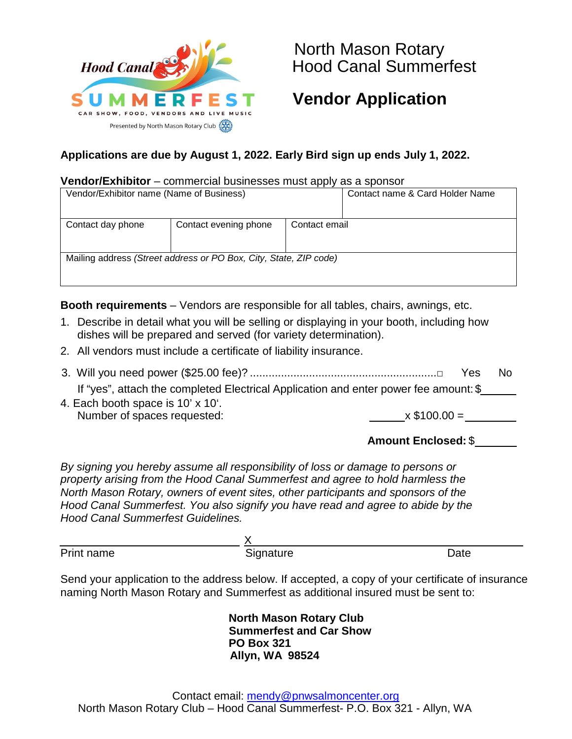Hood Canal SUMMERFEST
CAR SHOW, FOOD, VENDORS AND LIVE MUSIC
Presented by North Mason Rotary Club

# North Mason Rotary Hood Canal Summerfest

# Vendor Application

**Applications are due by August 1, 2022. Early Bird sign up ends July 1, 2022.**

**Vendor/Exhibitor** – commercial businesses must apply as a sponsor

| Vendor/Exhibitor name (Name of Business) | | | Contact name & Card Holder Name |
|---|---|---|---|
| Contact day phone | Contact evening phone | Contact email | |
| Mailing address *(Street address or PO Box, City, State, ZIP code)* | | | |

**Booth requirements** – Vendors are responsible for all tables, chairs, awnings, etc.

1. Describe in detail what you will be selling or displaying in your booth, including how dishes will be prepared and served (for variety determination).
2. All vendors must include a certificate of liability insurance.
3. Will you need power ($25.00 fee)? ............................................................□ Yes No
   If "yes", attach the completed Electrical Application and enter power fee amount: $______
4. Each booth space is 10' x 10'.
   Number of spaces requested: ______ x $100.00 = ________

**Amount Enclosed:** $_______

*By signing you hereby assume all responsibility of loss or damage to persons or property arising from the Hood Canal Summerfest and agree to hold harmless the North Mason Rotary, owners of event sites, other participants and sponsors of the Hood Canal Summerfest. You also signify you have read and agree to abide by the Hood Canal Summerfest Guidelines.*

______________________ X ______________________________

Print name Signature Date

Send your application to the address below. If accepted, a copy of your certificate of insurance naming North Mason Rotary and Summerfest as additional insured must be sent to:

**North Mason Rotary Club**
**Summerfest and Car Show**
**PO Box 321**
**Allyn, WA 98524**

Contact email: mendy@pnwsalmoncenter.org
North Mason Rotary Club – Hood Canal Summerfest- P.O. Box 321 - Allyn, WA